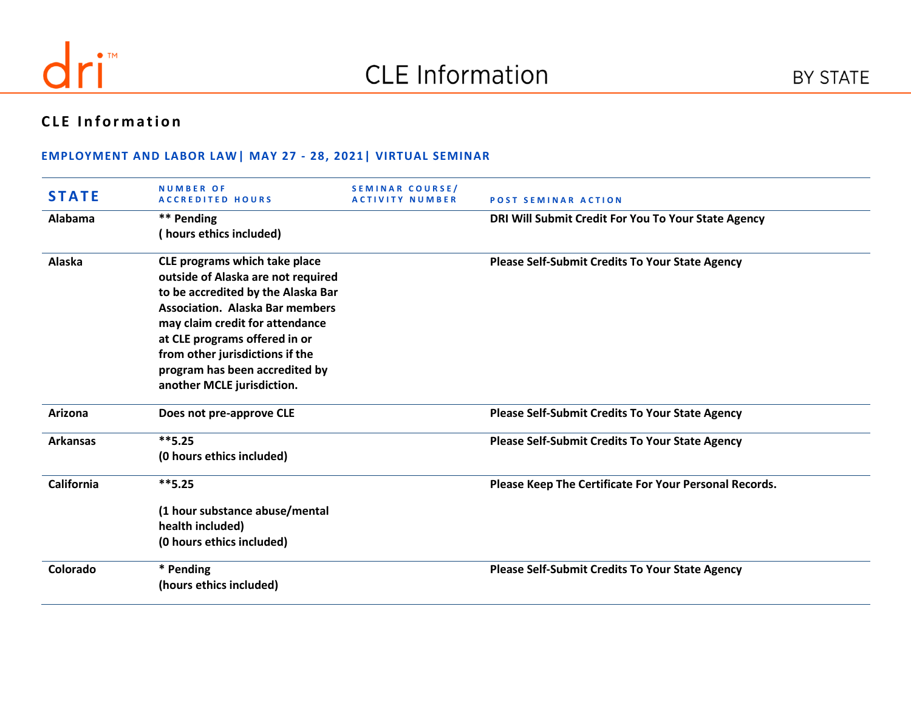# CLE Information

## CLE Information

### EMPLOYMENT AND LABOR LAW| MAY 27 - 28, 2021| VIRTUAL SEMINAR

| STATE | NUMBER OF ACCREDITED HOURS | SEMINAR COURSE/ ACTIVITY NUMBER | POST SEMINAR ACTION |
|---|---|---|---|
| Alabama | ** Pending<br>( hours ethics included) | | DRI Will Submit Credit For You To Your State Agency |
| Alaska | CLE programs which take place outside of Alaska are not required to be accredited by the Alaska Bar Association. Alaska Bar members may claim credit for attendance at CLE programs offered in or from other jurisdictions if the program has been accredited by another MCLE jurisdiction. | | Please Self-Submit Credits To Your State Agency |
| Arizona | Does not pre-approve CLE | | Please Self-Submit Credits To Your State Agency |
| Arkansas | **5.25<br>(0 hours ethics included) | | Please Self-Submit Credits To Your State Agency |
| California | **5.25<br>(1 hour substance abuse/mental health included)<br>(0 hours ethics included) | | Please Keep The Certificate For Your Personal Records. |
| Colorado | * Pending<br>(hours ethics included) | | Please Self-Submit Credits To Your State Agency |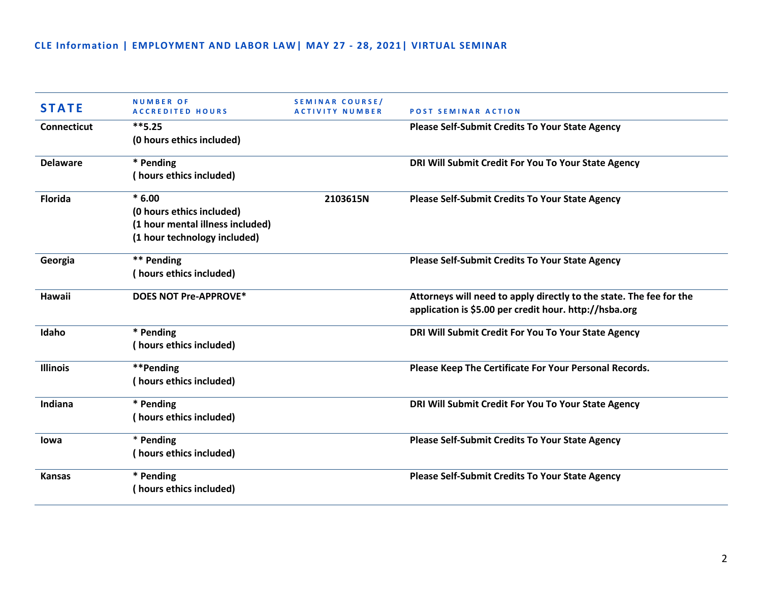**CLE Information | EMPLOYMENT AND LABOR LAW| MAY 27 - 28, 2021| VIRTUAL SEMINAR**

| STATE | NUMBER OF ACCREDITED HOURS | SEMINAR COURSE/ ACTIVITY NUMBER | POST SEMINAR ACTION |
|---|---|---|---|
| **Connecticut** | **\*\*5.25<br>(0 hours ethics included)** | | **Please Self-Submit Credits To Your State Agency** |
| **Delaware** | **\* Pending<br>( hours ethics included)** | | **DRI Will Submit Credit For You To Your State Agency** |
| **Florida** | **\* 6.00<br>(0 hours ethics included)<br>(1 hour mental illness included)<br>(1 hour technology included)** | **2103615N** | **Please Self-Submit Credits To Your State Agency** |
| **Georgia** | **\*\* Pending<br>( hours ethics included)** | | **Please Self-Submit Credits To Your State Agency** |
| **Hawaii** | **DOES NOT Pre-APPROVE\*** | | **Attorneys will need to apply directly to the state. The fee for the application is $5.00 per credit hour. http://hsba.org** |
| **Idaho** | **\* Pending<br>( hours ethics included)** | | **DRI Will Submit Credit For You To Your State Agency** |
| **Illinois** | **\*\*Pending<br>( hours ethics included)** | | **Please Keep The Certificate For Your Personal Records.** |
| **Indiana** | **\* Pending<br>( hours ethics included)** | | **DRI Will Submit Credit For You To Your State Agency** |
| **Iowa** | **\* Pending<br>( hours ethics included)** | | **Please Self-Submit Credits To Your State Agency** |
| **Kansas** | **\* Pending<br>( hours ethics included)** | | **Please Self-Submit Credits To Your State Agency** |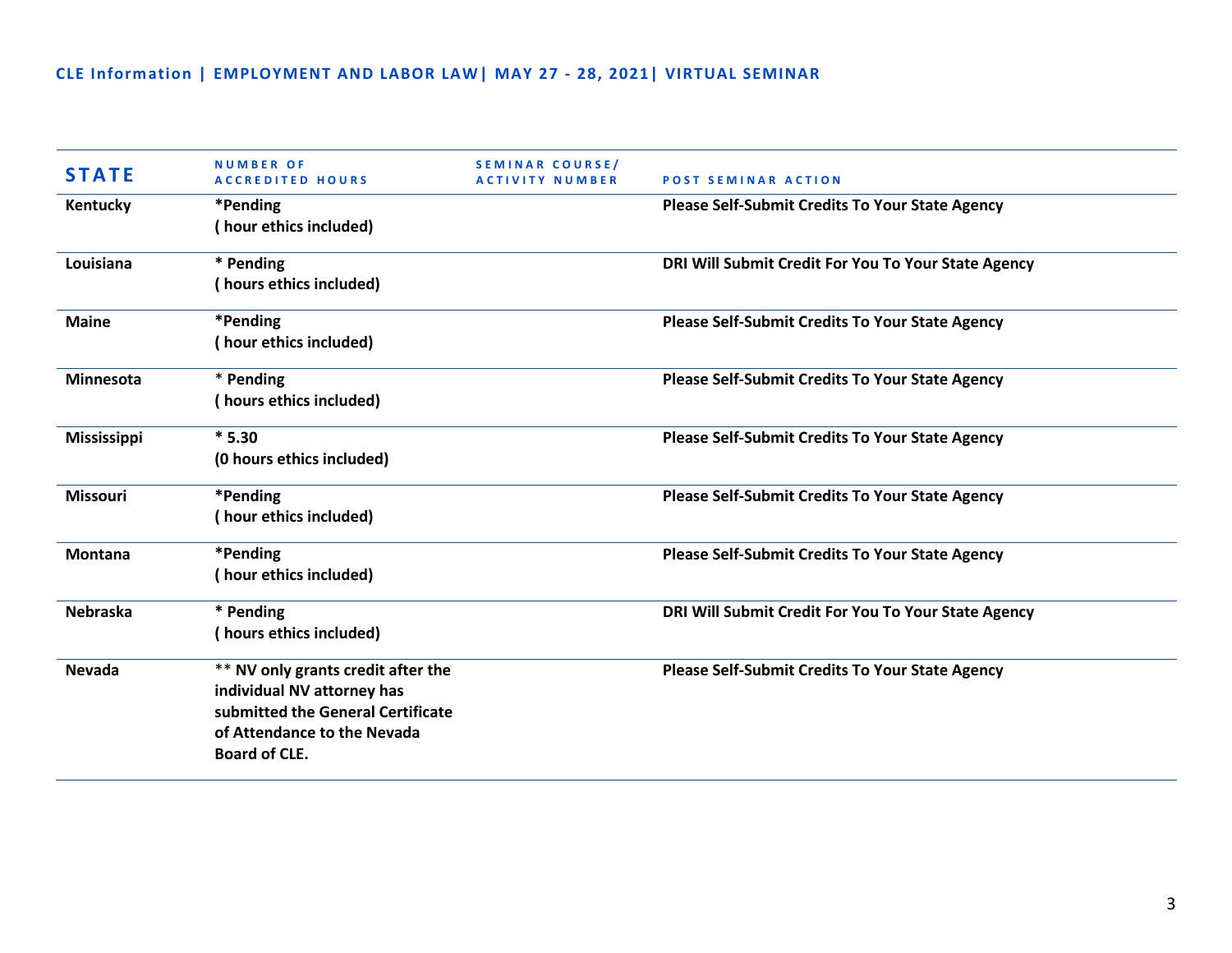CLE Information | EMPLOYMENT AND LABOR LAW| MAY 27 - 28, 2021| VIRTUAL SEMINAR

| STATE | NUMBER OF ACCREDITED HOURS | SEMINAR COURSE/ ACTIVITY NUMBER | POST SEMINAR ACTION |
|---|---|---|---|
| Kentucky | *Pending ( hour ethics included) | | Please Self-Submit Credits To Your State Agency |
| Louisiana | * Pending ( hours ethics included) | | DRI Will Submit Credit For You To Your State Agency |
| Maine | *Pending ( hour ethics included) | | Please Self-Submit Credits To Your State Agency |
| Minnesota | * Pending ( hours ethics included) | | Please Self-Submit Credits To Your State Agency |
| Mississippi | * 5.30 (0 hours ethics included) | | Please Self-Submit Credits To Your State Agency |
| Missouri | *Pending ( hour ethics included) | | Please Self-Submit Credits To Your State Agency |
| Montana | *Pending ( hour ethics included) | | Please Self-Submit Credits To Your State Agency |
| Nebraska | * Pending ( hours ethics included) | | DRI Will Submit Credit For You To Your State Agency |
| Nevada | ** NV only grants credit after the individual NV attorney has submitted the General Certificate of Attendance to the Nevada Board of CLE. | | Please Self-Submit Credits To Your State Agency |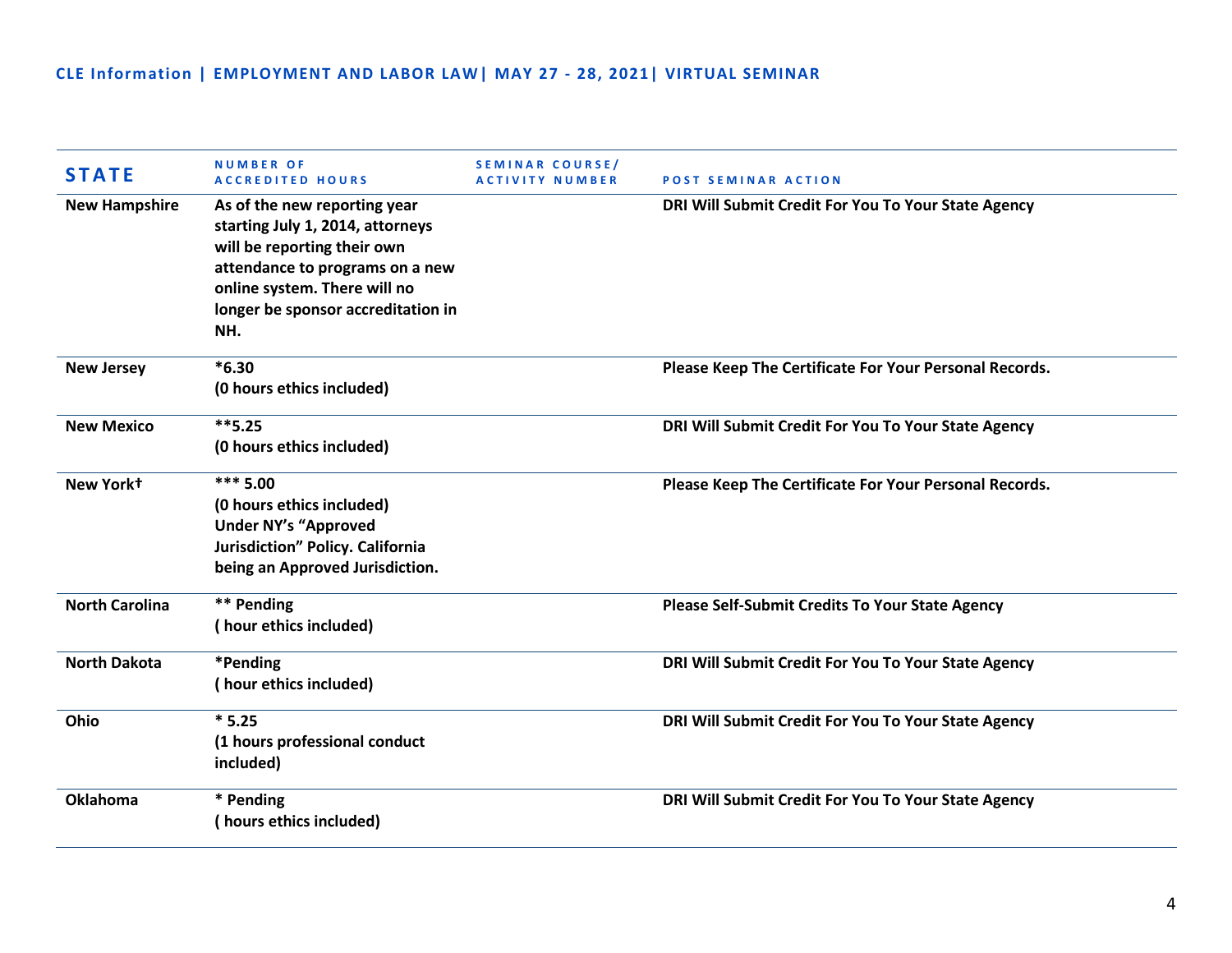**CLE Information | EMPLOYMENT AND LABOR LAW| MAY 27 - 28, 2021| VIRTUAL SEMINAR**

| STATE | NUMBER OF ACCREDITED HOURS | SEMINAR COURSE/ ACTIVITY NUMBER | POST SEMINAR ACTION |
|---|---|---|---|
| New Hampshire | As of the new reporting year starting July 1, 2014, attorneys will be reporting their own attendance to programs on a new online system. There will no longer be sponsor accreditation in NH. | | DRI Will Submit Credit For You To Your State Agency |
| New Jersey | *6.30 (0 hours ethics included) | | Please Keep The Certificate For Your Personal Records. |
| New Mexico | **5.25 (0 hours ethics included) | | DRI Will Submit Credit For You To Your State Agency |
| New York† | *** 5.00 (0 hours ethics included) Under NY's "Approved Jurisdiction" Policy. California being an Approved Jurisdiction. | | Please Keep The Certificate For Your Personal Records. |
| North Carolina | ** Pending ( hour ethics included) | | Please Self-Submit Credits To Your State Agency |
| North Dakota | *Pending ( hour ethics included) | | DRI Will Submit Credit For You To Your State Agency |
| Ohio | * 5.25 (1 hours professional conduct included) | | DRI Will Submit Credit For You To Your State Agency |
| Oklahoma | * Pending ( hours ethics included) | | DRI Will Submit Credit For You To Your State Agency |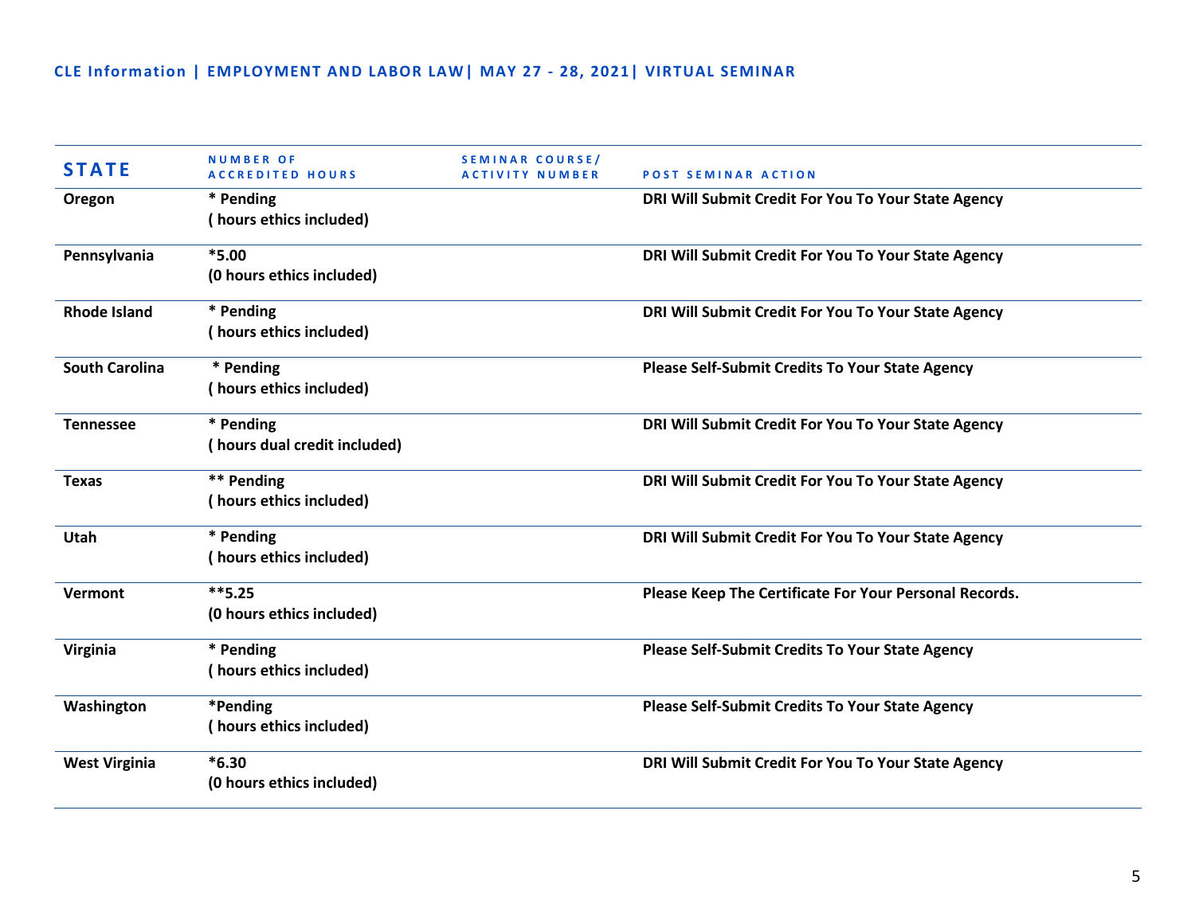**CLE Information | EMPLOYMENT AND LABOR LAW| MAY 27 - 28, 2021| VIRTUAL SEMINAR**

| STATE | NUMBER OF ACCREDITED HOURS | SEMINAR COURSE/ ACTIVITY NUMBER | POST SEMINAR ACTION |
|---|---|---|---|
| Oregon | * Pending<br>( hours ethics included) | | DRI Will Submit Credit For You To Your State Agency |
| Pennsylvania | *5.00<br>(0 hours ethics included) | | DRI Will Submit Credit For You To Your State Agency |
| Rhode Island | * Pending<br>( hours ethics included) | | DRI Will Submit Credit For You To Your State Agency |
| South Carolina | * Pending<br>( hours ethics included) | | Please Self-Submit Credits To Your State Agency |
| Tennessee | * Pending<br>( hours dual credit included) | | DRI Will Submit Credit For You To Your State Agency |
| Texas | ** Pending<br>( hours ethics included) | | DRI Will Submit Credit For You To Your State Agency |
| Utah | * Pending<br>( hours ethics included) | | DRI Will Submit Credit For You To Your State Agency |
| Vermont | **5.25<br>(0 hours ethics included) | | Please Keep The Certificate For Your Personal Records. |
| Virginia | * Pending<br>( hours ethics included) | | Please Self-Submit Credits To Your State Agency |
| Washington | *Pending<br>( hours ethics included) | | Please Self-Submit Credits To Your State Agency |
| West Virginia | *6.30<br>(0 hours ethics included) | | DRI Will Submit Credit For You To Your State Agency |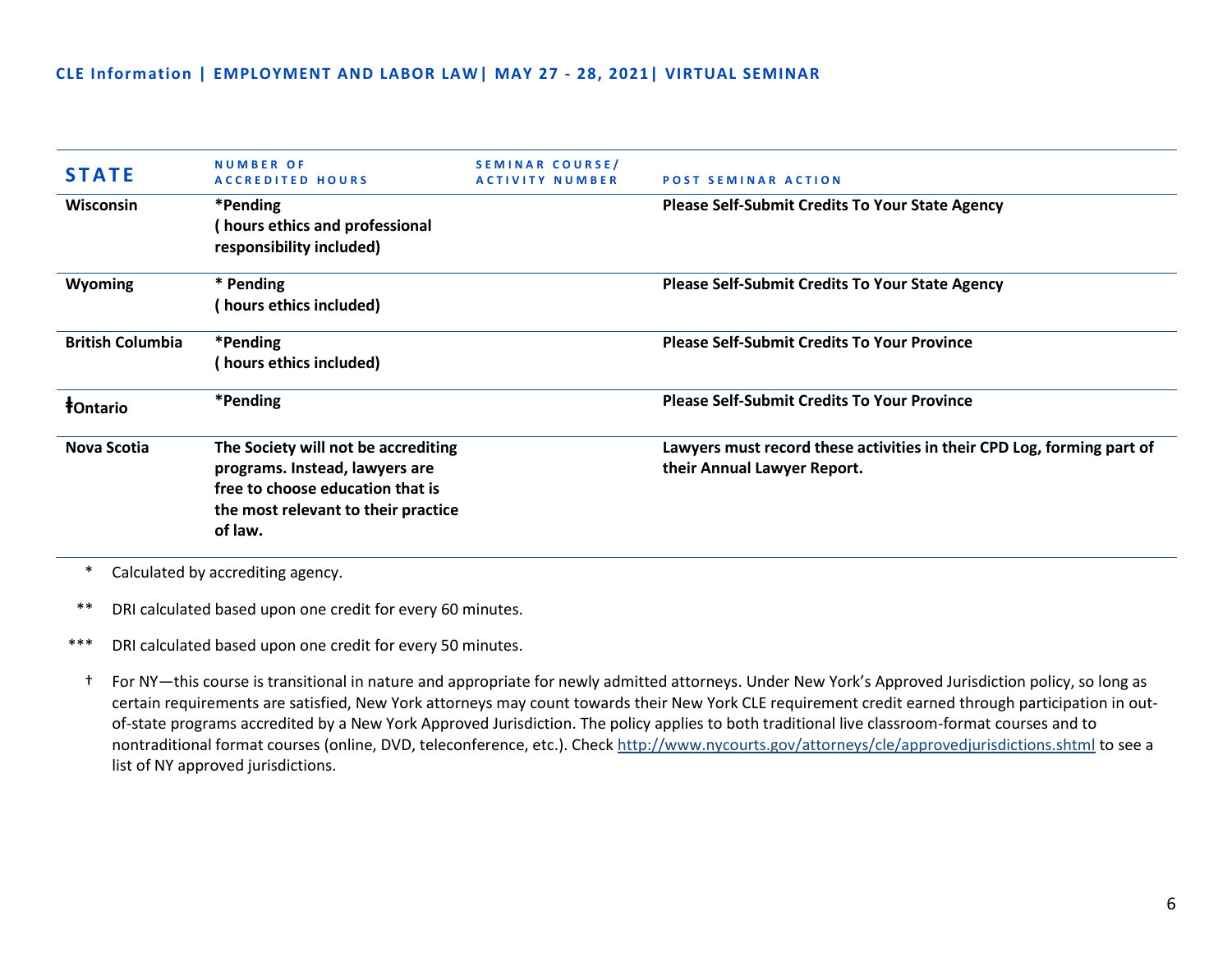**CLE Information | EMPLOYMENT AND LABOR LAW| MAY 27 - 28, 2021| VIRTUAL SEMINAR**

| STATE | NUMBER OF ACCREDITED HOURS | SEMINAR COURSE/ ACTIVITY NUMBER | POST SEMINAR ACTION |
|---|---|---|---|
| **Wisconsin** | ***Pending ( hours ethics and professional responsibility included)** | | **Please Self-Submit Credits To Your State Agency** |
| **Wyoming** | *** Pending ( hours ethics included)** | | **Please Self-Submit Credits To Your State Agency** |
| **British Columbia** | ***Pending ( hours ethics included)** | | **Please Self-Submit Credits To Your Province** |
| **ⱡOntario** | ***Pending** | | **Please Self-Submit Credits To Your Province** |
| **Nova Scotia** | **The Society will not be accrediting programs. Instead, lawyers are free to choose education that is the most relevant to their practice of law.** | | **Lawyers must record these activities in their CPD Log, forming part of their Annual Lawyer Report.** |

\* Calculated by accrediting agency.

\** DRI calculated based upon one credit for every 60 minutes.

\*** DRI calculated based upon one credit for every 50 minutes.

† For NY—this course is transitional in nature and appropriate for newly admitted attorneys. Under New York's Approved Jurisdiction policy, so long as certain requirements are satisfied, New York attorneys may count towards their New York CLE requirement credit earned through participation in out-of-state programs accredited by a New York Approved Jurisdiction. The policy applies to both traditional live classroom-format courses and to nontraditional format courses (online, DVD, teleconference, etc.). Check http://www.nycourts.gov/attorneys/cle/approvedjurisdictions.shtml to see a list of NY approved jurisdictions.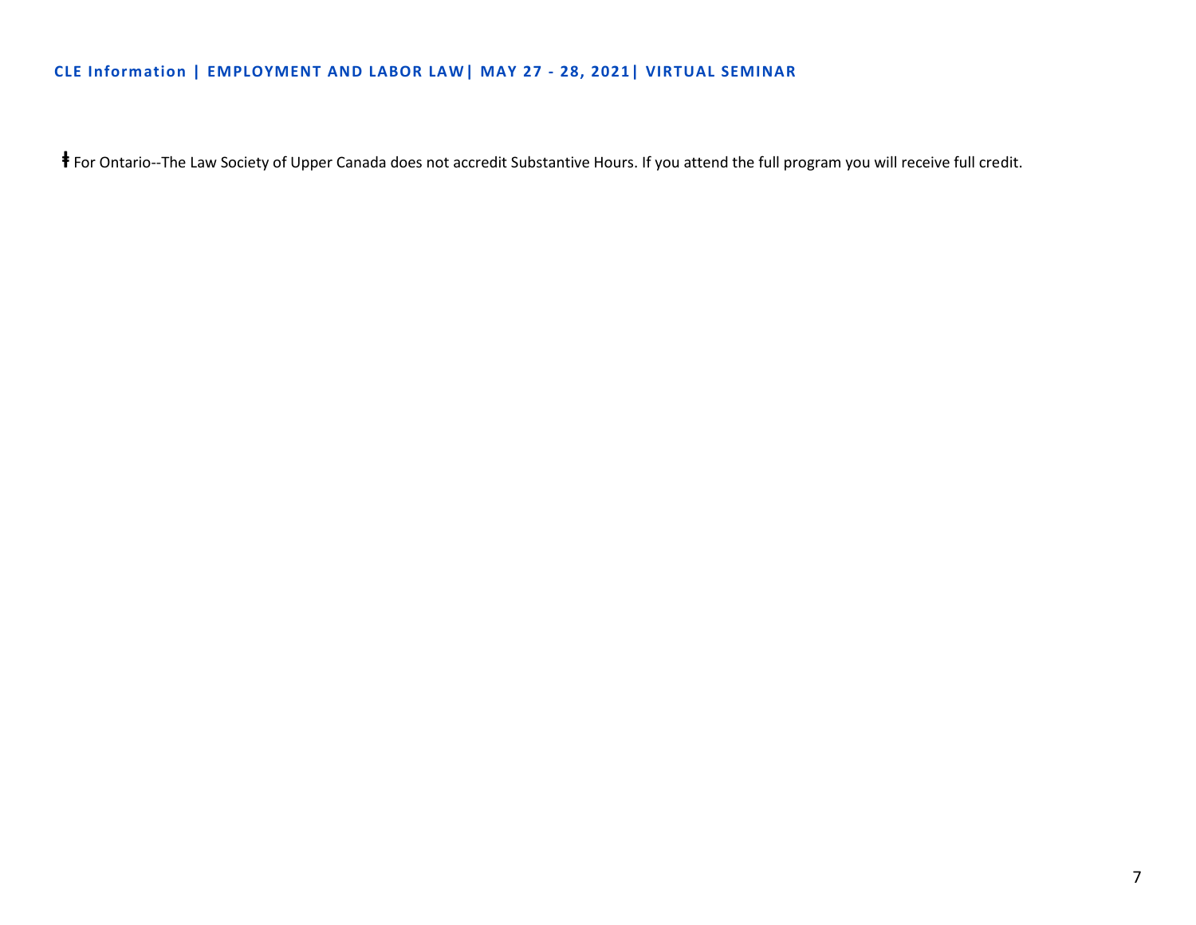ǂ For Ontario--The Law Society of Upper Canada does not accredit Substantive Hours. If you attend the full program you will receive full credit.